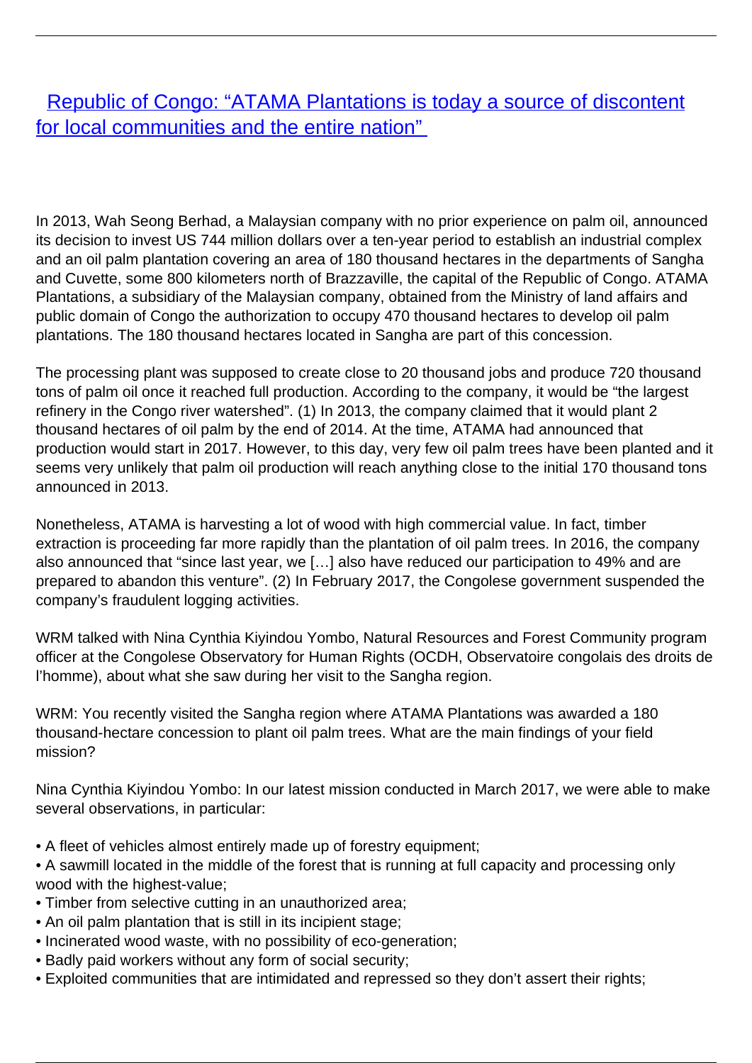# Republic of Congo: “ATAMA Plantations is today a source of discontent for local communities and the entire nation”

In 2013, Wah Seong Berhad, a Malaysian company with no prior experience on palm oil, announced its decision to invest US 744 million dollars over a ten-year period to establish an industrial complex and an oil palm plantation covering an area of 180 thousand hectares in the departments of Sangha and Cuvette, some 800 kilometers north of Brazzaville, the capital of the Republic of Congo. ATAMA Plantations, a subsidiary of the Malaysian company, obtained from the Ministry of land affairs and public domain of Congo the authorization to occupy 470 thousand hectares to develop oil palm plantations. The 180 thousand hectares located in Sangha are part of this concession.

The processing plant was supposed to create close to 20 thousand jobs and produce 720 thousand tons of palm oil once it reached full production. According to the company, it would be “the largest refinery in the Congo river watershed”. (1) In 2013, the company claimed that it would plant 2 thousand hectares of oil palm by the end of 2014. At the time, ATAMA had announced that production would start in 2017. However, to this day, very few oil palm trees have been planted and it seems very unlikely that palm oil production will reach anything close to the initial 170 thousand tons announced in 2013.

Nonetheless, ATAMA is harvesting a lot of wood with high commercial value. In fact, timber extraction is proceeding far more rapidly than the plantation of oil palm trees. In 2016, the company also announced that “since last year, we […] also have reduced our participation to 49% and are prepared to abandon this venture”. (2) In February 2017, the Congolese government suspended the company’s fraudulent logging activities.

WRM talked with Nina Cynthia Kiyindou Yombo, Natural Resources and Forest Community program officer at the Congolese Observatory for Human Rights (OCDH, Observatoire congolais des droits de l’homme), about what she saw during her visit to the Sangha region.

WRM: You recently visited the Sangha region where ATAMA Plantations was awarded a 180 thousand-hectare concession to plant oil palm trees. What are the main findings of your field mission?

Nina Cynthia Kiyindou Yombo: In our latest mission conducted in March 2017, we were able to make several observations, in particular:

- A fleet of vehicles almost entirely made up of forestry equipment;
- A sawmill located in the middle of the forest that is running at full capacity and processing only wood with the highest-value;
- Timber from selective cutting in an unauthorized area;
- An oil palm plantation that is still in its incipient stage;
- Incinerated wood waste, with no possibility of eco-generation;
- Badly paid workers without any form of social security;
- Exploited communities that are intimidated and repressed so they don’t assert their rights;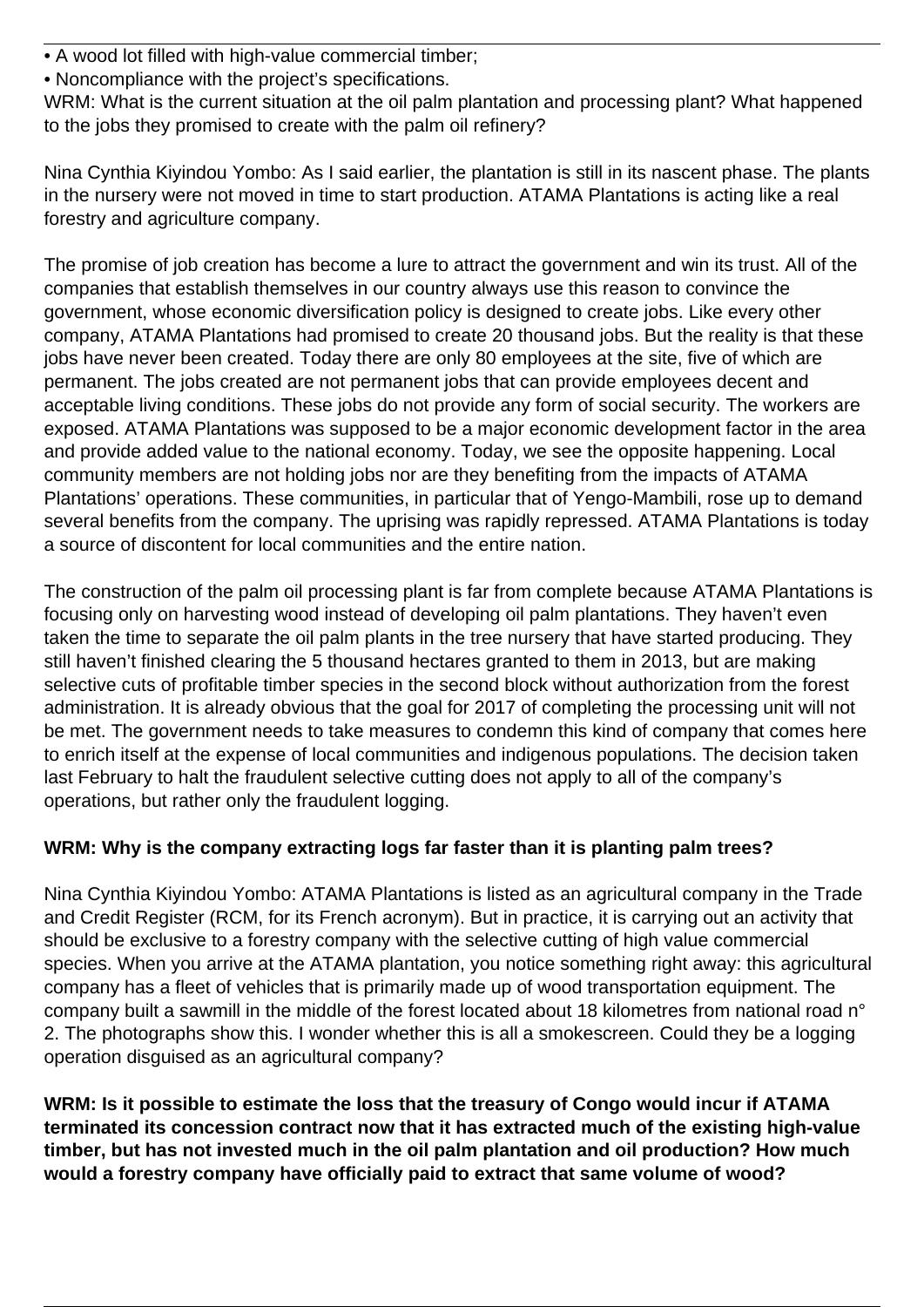- A wood lot filled with high-value commercial timber;
- Noncompliance with the project's specifications.

WRM: What is the current situation at the oil palm plantation and processing plant? What happened to the jobs they promised to create with the palm oil refinery?

Nina Cynthia Kiyindou Yombo: As I said earlier, the plantation is still in its nascent phase. The plants in the nursery were not moved in time to start production. ATAMA Plantations is acting like a real forestry and agriculture company.

The promise of job creation has become a lure to attract the government and win its trust. All of the companies that establish themselves in our country always use this reason to convince the government, whose economic diversification policy is designed to create jobs. Like every other company, ATAMA Plantations had promised to create 20 thousand jobs. But the reality is that these jobs have never been created. Today there are only 80 employees at the site, five of which are permanent. The jobs created are not permanent jobs that can provide employees decent and acceptable living conditions. These jobs do not provide any form of social security. The workers are exposed. ATAMA Plantations was supposed to be a major economic development factor in the area and provide added value to the national economy. Today, we see the opposite happening. Local community members are not holding jobs nor are they benefiting from the impacts of ATAMA Plantations' operations. These communities, in particular that of Yengo-Mambili, rose up to demand several benefits from the company. The uprising was rapidly repressed. ATAMA Plantations is today a source of discontent for local communities and the entire nation.

The construction of the palm oil processing plant is far from complete because ATAMA Plantations is focusing only on harvesting wood instead of developing oil palm plantations. They haven't even taken the time to separate the oil palm plants in the tree nursery that have started producing. They still haven't finished clearing the 5 thousand hectares granted to them in 2013, but are making selective cuts of profitable timber species in the second block without authorization from the forest administration. It is already obvious that the goal for 2017 of completing the processing unit will not be met. The government needs to take measures to condemn this kind of company that comes here to enrich itself at the expense of local communities and indigenous populations. The decision taken last February to halt the fraudulent selective cutting does not apply to all of the company's operations, but rather only the fraudulent logging.

**WRM: Why is the company extracting logs far faster than it is planting palm trees?**

Nina Cynthia Kiyindou Yombo: ATAMA Plantations is listed as an agricultural company in the Trade and Credit Register (RCM, for its French acronym). But in practice, it is carrying out an activity that should be exclusive to a forestry company with the selective cutting of high value commercial species. When you arrive at the ATAMA plantation, you notice something right away: this agricultural company has a fleet of vehicles that is primarily made up of wood transportation equipment. The company built a sawmill in the middle of the forest located about 18 kilometres from national road n° 2. The photographs show this. I wonder whether this is all a smokescreen. Could they be a logging operation disguised as an agricultural company?

**WRM: Is it possible to estimate the loss that the treasury of Congo would incur if ATAMA terminated its concession contract now that it has extracted much of the existing high-value timber, but has not invested much in the oil palm plantation and oil production? How much would a forestry company have officially paid to extract that same volume of wood?**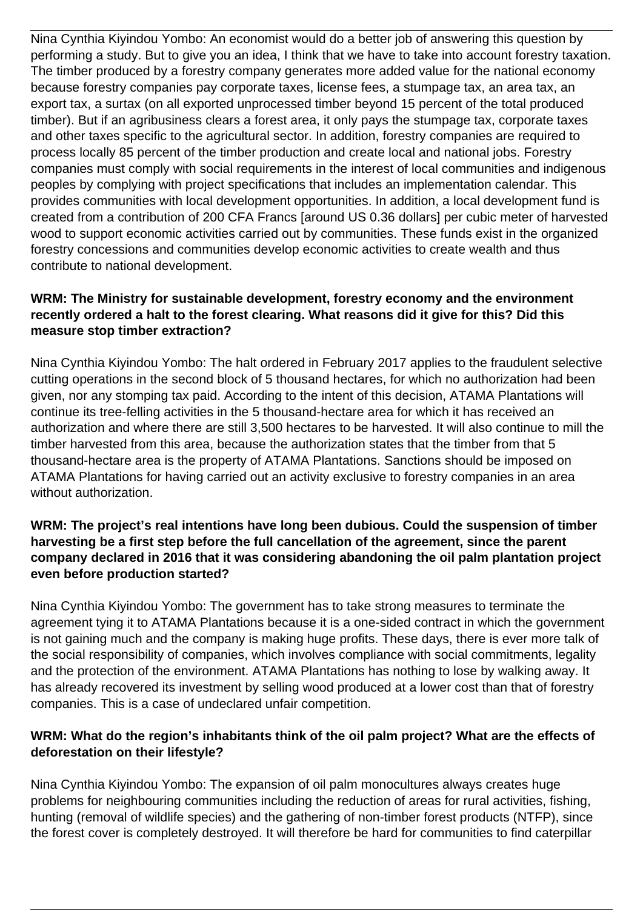Nina Cynthia Kiyindou Yombo: An economist would do a better job of answering this question by performing a study. But to give you an idea, I think that we have to take into account forestry taxation. The timber produced by a forestry company generates more added value for the national economy because forestry companies pay corporate taxes, license fees, a stumpage tax, an area tax, an export tax, a surtax (on all exported unprocessed timber beyond 15 percent of the total produced timber). But if an agribusiness clears a forest area, it only pays the stumpage tax, corporate taxes and other taxes specific to the agricultural sector. In addition, forestry companies are required to process locally 85 percent of the timber production and create local and national jobs. Forestry companies must comply with social requirements in the interest of local communities and indigenous peoples by complying with project specifications that includes an implementation calendar. This provides communities with local development opportunities. In addition, a local development fund is created from a contribution of 200 CFA Francs [around US 0.36 dollars] per cubic meter of harvested wood to support economic activities carried out by communities. These funds exist in the organized forestry concessions and communities develop economic activities to create wealth and thus contribute to national development.

**WRM: The Ministry for sustainable development, forestry economy and the environment recently ordered a halt to the forest clearing. What reasons did it give for this? Did this measure stop timber extraction?**

Nina Cynthia Kiyindou Yombo: The halt ordered in February 2017 applies to the fraudulent selective cutting operations in the second block of 5 thousand hectares, for which no authorization had been given, nor any stomping tax paid. According to the intent of this decision, ATAMA Plantations will continue its tree-felling activities in the 5 thousand-hectare area for which it has received an authorization and where there are still 3,500 hectares to be harvested. It will also continue to mill the timber harvested from this area, because the authorization states that the timber from that 5 thousand-hectare area is the property of ATAMA Plantations. Sanctions should be imposed on ATAMA Plantations for having carried out an activity exclusive to forestry companies in an area without authorization.

**WRM: The project's real intentions have long been dubious. Could the suspension of timber harvesting be a first step before the full cancellation of the agreement, since the parent company declared in 2016 that it was considering abandoning the oil palm plantation project even before production started?**

Nina Cynthia Kiyindou Yombo: The government has to take strong measures to terminate the agreement tying it to ATAMA Plantations because it is a one-sided contract in which the government is not gaining much and the company is making huge profits. These days, there is ever more talk of the social responsibility of companies, which involves compliance with social commitments, legality and the protection of the environment. ATAMA Plantations has nothing to lose by walking away. It has already recovered its investment by selling wood produced at a lower cost than that of forestry companies. This is a case of undeclared unfair competition.

**WRM: What do the region's inhabitants think of the oil palm project? What are the effects of deforestation on their lifestyle?**

Nina Cynthia Kiyindou Yombo: The expansion of oil palm monocultures always creates huge problems for neighbouring communities including the reduction of areas for rural activities, fishing, hunting (removal of wildlife species) and the gathering of non-timber forest products (NTFP), since the forest cover is completely destroyed. It will therefore be hard for communities to find caterpillar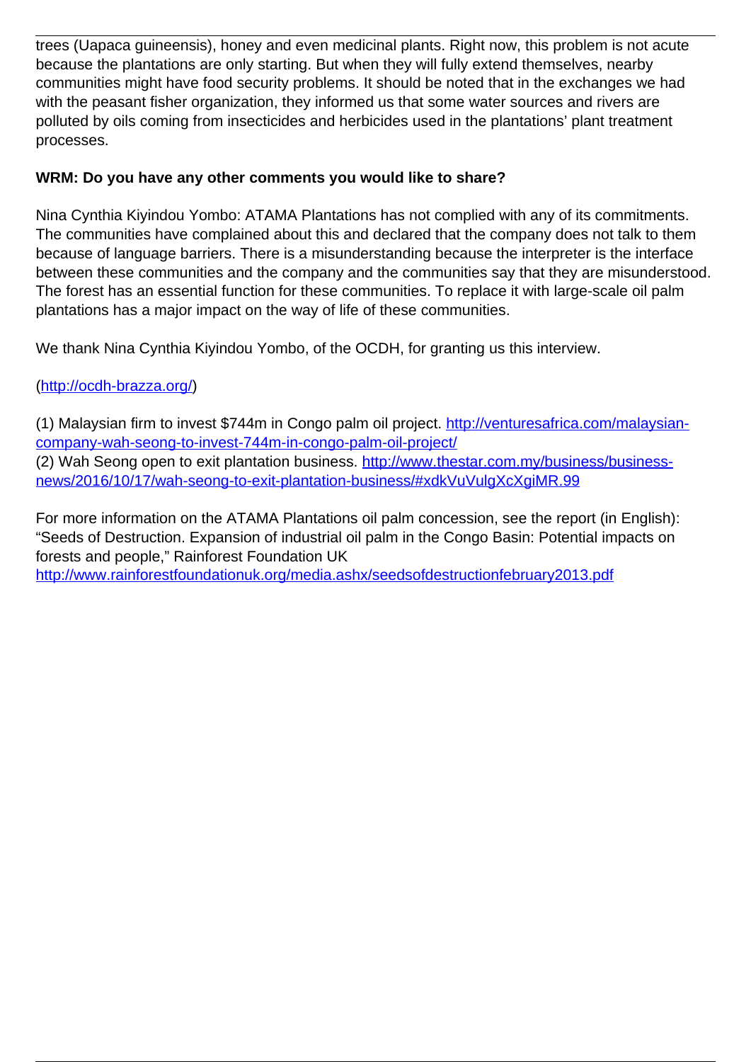trees (Uapaca guineensis), honey and even medicinal plants. Right now, this problem is not acute because the plantations are only starting. But when they will fully extend themselves, nearby communities might have food security problems. It should be noted that in the exchanges we had with the peasant fisher organization, they informed us that some water sources and rivers are polluted by oils coming from insecticides and herbicides used in the plantations' plant treatment processes.

**WRM: Do you have any other comments you would like to share?**

Nina Cynthia Kiyindou Yombo: ATAMA Plantations has not complied with any of its commitments. The communities have complained about this and declared that the company does not talk to them because of language barriers. There is a misunderstanding because the interpreter is the interface between these communities and the company and the communities say that they are misunderstood. The forest has an essential function for these communities. To replace it with large-scale oil palm plantations has a major impact on the way of life of these communities.

We thank Nina Cynthia Kiyindou Yombo, of the OCDH, for granting us this interview.

(http://ocdh-brazza.org/)

(1) Malaysian firm to invest $744m in Congo palm oil project. http://venturesafrica.com/malaysian-company-wah-seong-to-invest-744m-in-congo-palm-oil-project/
(2) Wah Seong open to exit plantation business. http://www.thestar.com.my/business/business-news/2016/10/17/wah-seong-to-exit-plantation-business/#xdkVuVulgXcXgiMR.99

For more information on the ATAMA Plantations oil palm concession, see the report (in English): "Seeds of Destruction. Expansion of industrial oil palm in the Congo Basin: Potential impacts on forests and people," Rainforest Foundation UK
http://www.rainforestfoundationuk.org/media.ashx/seedsofdestructionfebruary2013.pdf